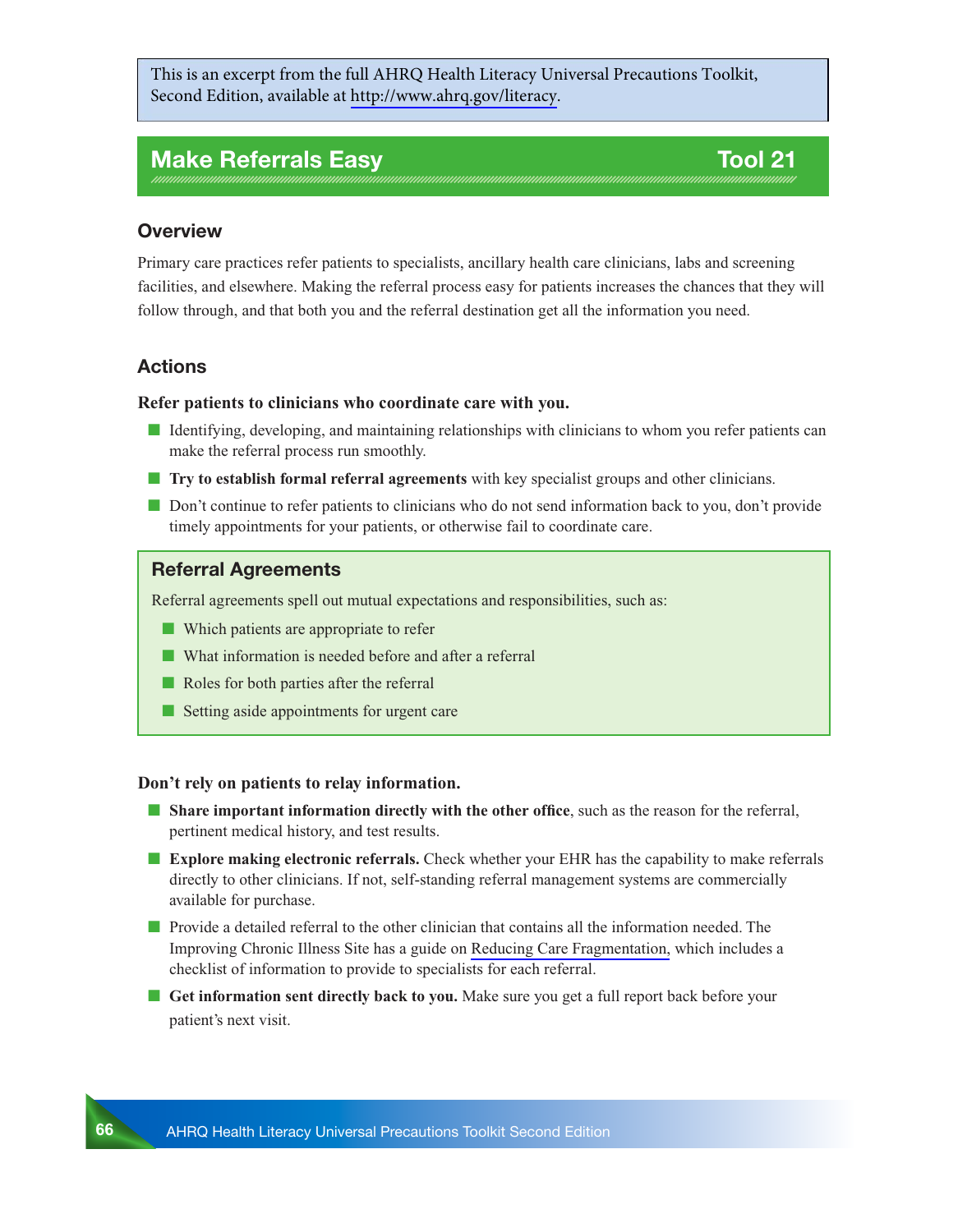This is an excerpt from the full AHRQ Health Literacy Universal Precautions Toolkit, Second Edition, available at http://www.ahrq.gov/literacy.

# Make Referrals Easy — Tool 21

## Overview

Primary care practices refer patients to specialists, ancillary health care clinicians, labs and screening facilities, and elsewhere. Making the referral process easy for patients increases the chances that they will follow through, and that both you and the referral destination get all the information you need.

## Actions

**Refer patients to clinicians who coordinate care with you.**

- Identifying, developing, and maintaining relationships with clinicians to whom you refer patients can make the referral process run smoothly.
- **Try to establish formal referral agreements** with key specialist groups and other clinicians.
- Don't continue to refer patients to clinicians who do not send information back to you, don't provide timely appointments for your patients, or otherwise fail to coordinate care.

### Referral Agreements

Referral agreements spell out mutual expectations and responsibilities, such as:

- Which patients are appropriate to refer
- What information is needed before and after a referral
- Roles for both parties after the referral
- Setting aside appointments for urgent care

**Don't rely on patients to relay information.**

- **Share important information directly with the other office**, such as the reason for the referral, pertinent medical history, and test results.
- **Explore making electronic referrals.** Check whether your EHR has the capability to make referrals directly to other clinicians. If not, self-standing referral management systems are commercially available for purchase.
- Provide a detailed referral to the other clinician that contains all the information needed. The Improving Chronic Illness Site has a guide on Reducing Care Fragmentation, which includes a checklist of information to provide to specialists for each referral.
- **Get information sent directly back to you.** Make sure you get a full report back before your patient's next visit.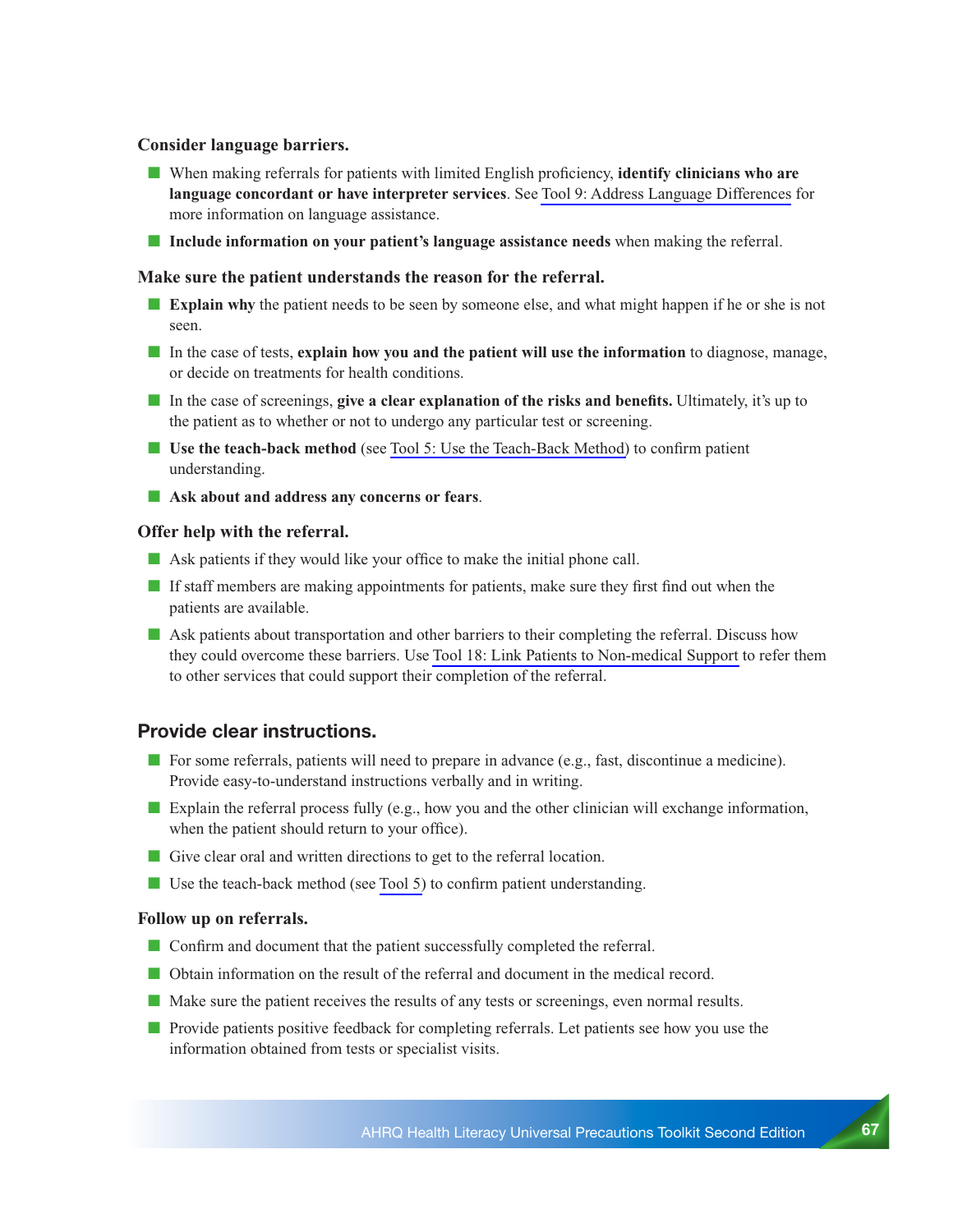### Consider language barriers.

- When making referrals for patients with limited English proficiency, **identify clinicians who are language concordant or have interpreter services**. See Tool 9: Address Language Differences for more information on language assistance.
- **Include information on your patient's language assistance needs** when making the referral.

### Make sure the patient understands the reason for the referral.

- **Explain why** the patient needs to be seen by someone else, and what might happen if he or she is not seen.
- In the case of tests, **explain how you and the patient will use the information** to diagnose, manage, or decide on treatments for health conditions.
- In the case of screenings, **give a clear explanation of the risks and benefits.** Ultimately, it's up to the patient as to whether or not to undergo any particular test or screening.
- **Use the teach-back method** (see Tool 5: Use the Teach-Back Method) to confirm patient understanding.
- **Ask about and address any concerns or fears**.

### Offer help with the referral.

- Ask patients if they would like your office to make the initial phone call.
- If staff members are making appointments for patients, make sure they first find out when the patients are available.
- Ask patients about transportation and other barriers to their completing the referral. Discuss how they could overcome these barriers. Use Tool 18: Link Patients to Non-medical Support to refer them to other services that could support their completion of the referral.

## Provide clear instructions.

- For some referrals, patients will need to prepare in advance (e.g., fast, discontinue a medicine). Provide easy-to-understand instructions verbally and in writing.
- Explain the referral process fully (e.g., how you and the other clinician will exchange information, when the patient should return to your office).
- Give clear oral and written directions to get to the referral location.
- Use the teach-back method (see Tool 5) to confirm patient understanding.

### Follow up on referrals.

- Confirm and document that the patient successfully completed the referral.
- Obtain information on the result of the referral and document in the medical record.
- Make sure the patient receives the results of any tests or screenings, even normal results.
- Provide patients positive feedback for completing referrals. Let patients see how you use the information obtained from tests or specialist visits.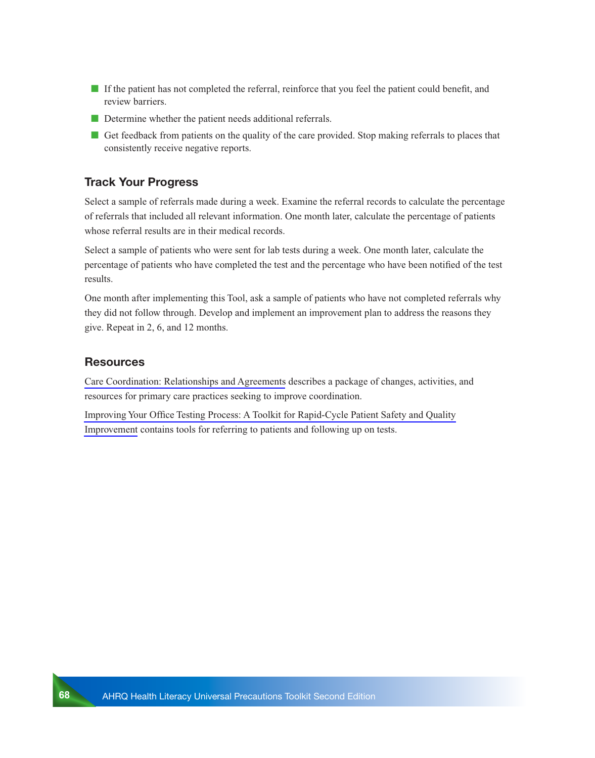- If the patient has not completed the referral, reinforce that you feel the patient could benefit, and review barriers.
- Determine whether the patient needs additional referrals.
- Get feedback from patients on the quality of the care provided. Stop making referrals to places that consistently receive negative reports.

### Track Your Progress

Select a sample of referrals made during a week. Examine the referral records to calculate the percentage of referrals that included all relevant information. One month later, calculate the percentage of patients whose referral results are in their medical records.

Select a sample of patients who were sent for lab tests during a week. One month later, calculate the percentage of patients who have completed the test and the percentage who have been notified of the test results.

One month after implementing this Tool, ask a sample of patients who have not completed referrals why they did not follow through. Develop and implement an improvement plan to address the reasons they give. Repeat in 2, 6, and 12 months.

### Resources

Care Coordination: Relationships and Agreements describes a package of changes, activities, and resources for primary care practices seeking to improve coordination.

Improving Your Office Testing Process: A Toolkit for Rapid-Cycle Patient Safety and Quality Improvement contains tools for referring to patients and following up on tests.